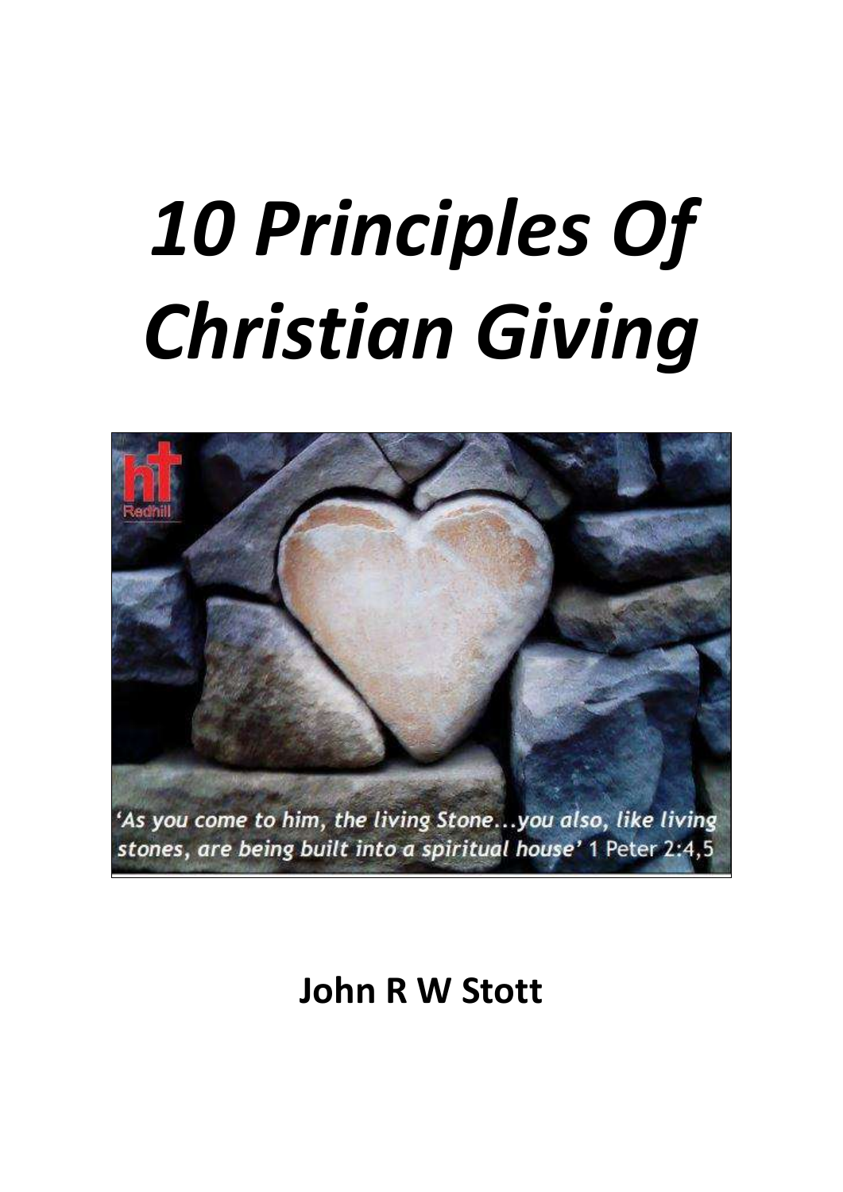# *10 Principles Of Christian Giving*

'As you come to him, the living Stone...you also, like living stones, are being built into a spiritual house' 1 Peter 2:4,5

**John R W Stott**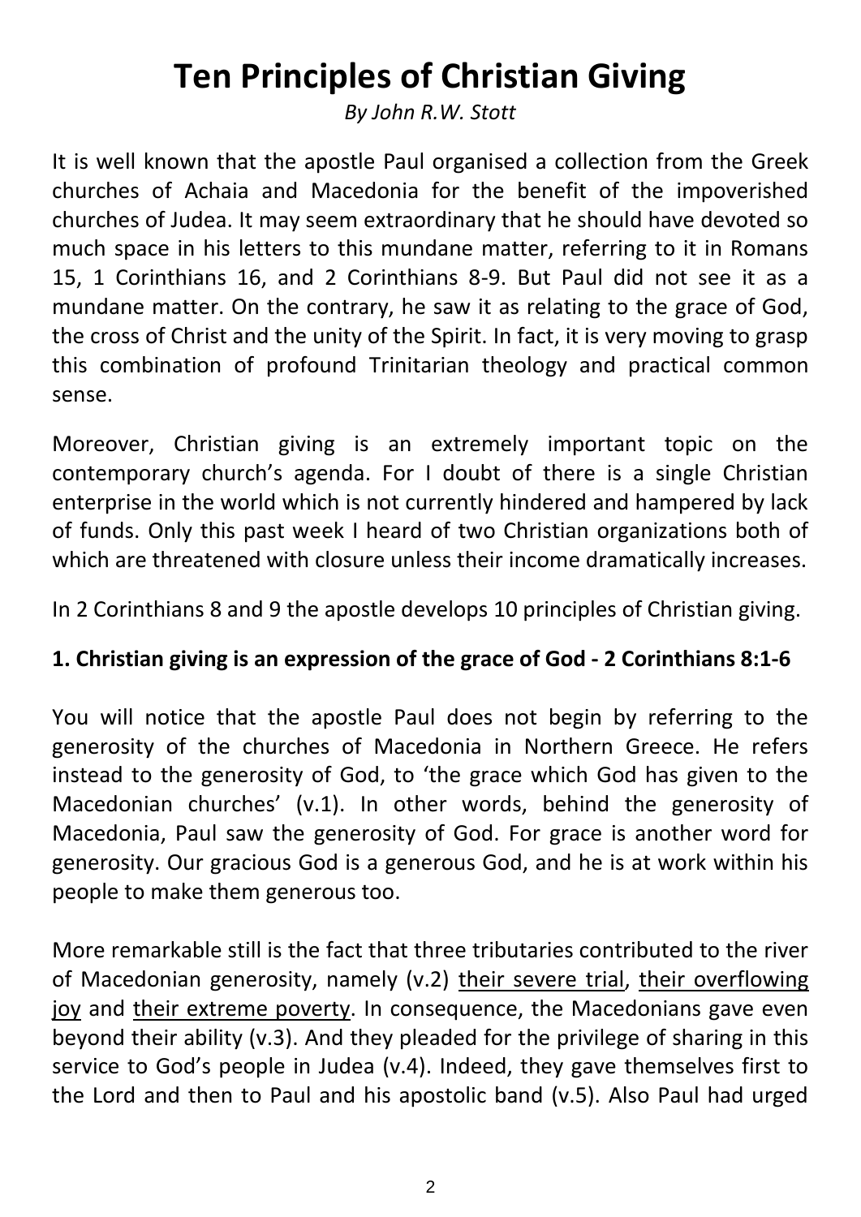# Ten Principles of Christian Giving

*By John R.W. Stott*

It is well known that the apostle Paul organised a collection from the Greek churches of Achaia and Macedonia for the benefit of the impoverished churches of Judea. It may seem extraordinary that he should have devoted so much space in his letters to this mundane matter, referring to it in Romans 15, 1 Corinthians 16, and 2 Corinthians 8-9. But Paul did not see it as a mundane matter. On the contrary, he saw it as relating to the grace of God, the cross of Christ and the unity of the Spirit. In fact, it is very moving to grasp this combination of profound Trinitarian theology and practical common sense.

Moreover, Christian giving is an extremely important topic on the contemporary church's agenda. For I doubt of there is a single Christian enterprise in the world which is not currently hindered and hampered by lack of funds. Only this past week I heard of two Christian organizations both of which are threatened with closure unless their income dramatically increases.

In 2 Corinthians 8 and 9 the apostle develops 10 principles of Christian giving.

**1. Christian giving is an expression of the grace of God - 2 Corinthians 8:1-6**

You will notice that the apostle Paul does not begin by referring to the generosity of the churches of Macedonia in Northern Greece. He refers instead to the generosity of God, to 'the grace which God has given to the Macedonian churches' (v.1). In other words, behind the generosity of Macedonia, Paul saw the generosity of God. For grace is another word for generosity. Our gracious God is a generous God, and he is at work within his people to make them generous too.

More remarkable still is the fact that three tributaries contributed to the river of Macedonian generosity, namely (v.2) <u>their severe trial</u>, <u>their overflowing joy</u> and <u>their extreme poverty</u>. In consequence, the Macedonians gave even beyond their ability (v.3). And they pleaded for the privilege of sharing in this service to God's people in Judea (v.4). Indeed, they gave themselves first to the Lord and then to Paul and his apostolic band (v.5). Also Paul had urged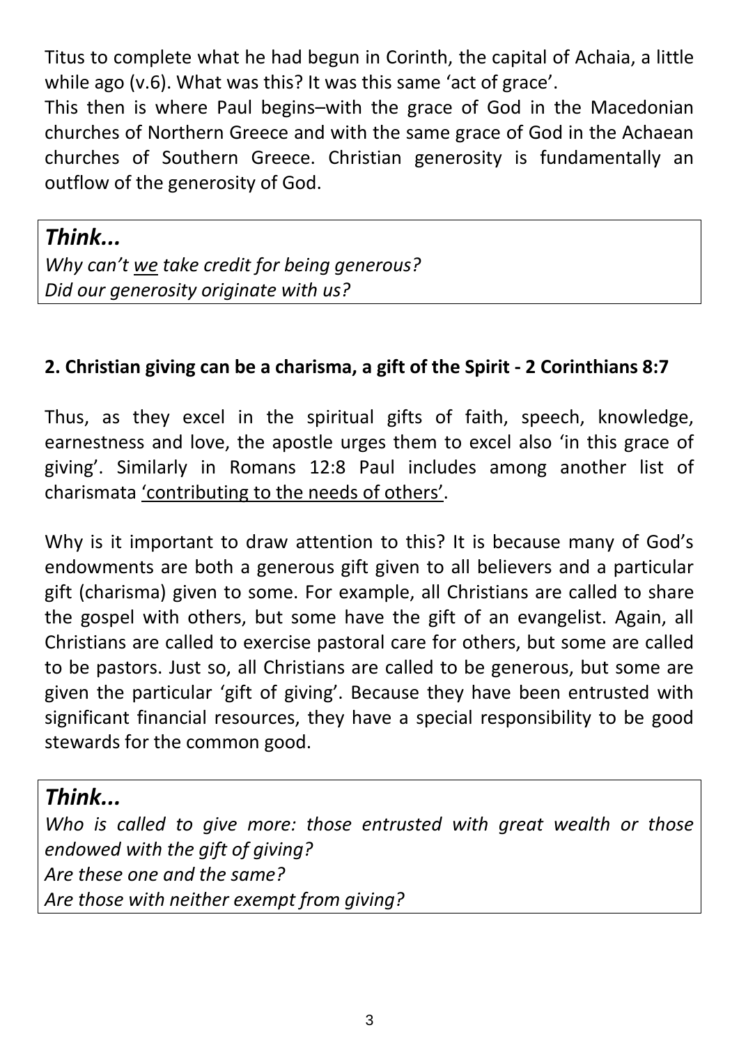Titus to complete what he had begun in Corinth, the capital of Achaia, a little while ago (v.6). What was this? It was this same 'act of grace'.

This then is where Paul begins–with the grace of God in the Macedonian churches of Northern Greece and with the same grace of God in the Achaean churches of Southern Greece. Christian generosity is fundamentally an outflow of the generosity of God.

> ***Think...***
> *Why can't <u>we</u> take credit for being generous?*
> *Did our generosity originate with us?*

**2. Christian giving can be a charisma, a gift of the Spirit - 2 Corinthians 8:7**

Thus, as they excel in the spiritual gifts of faith, speech, knowledge, earnestness and love, the apostle urges them to excel also 'in this grace of giving'. Similarly in Romans 12:8 Paul includes among another list of charismata <u>'contributing to the needs of others'</u>.

Why is it important to draw attention to this? It is because many of God's endowments are both a generous gift given to all believers and a particular gift (charisma) given to some. For example, all Christians are called to share the gospel with others, but some have the gift of an evangelist. Again, all Christians are called to exercise pastoral care for others, but some are called to be pastors. Just so, all Christians are called to be generous, but some are given the particular 'gift of giving'. Because they have been entrusted with significant financial resources, they have a special responsibility to be good stewards for the common good.

> ***Think...***
> *Who is called to give more: those entrusted with great wealth or those endowed with the gift of giving?*
> *Are these one and the same?*
> *Are those with neither exempt from giving?*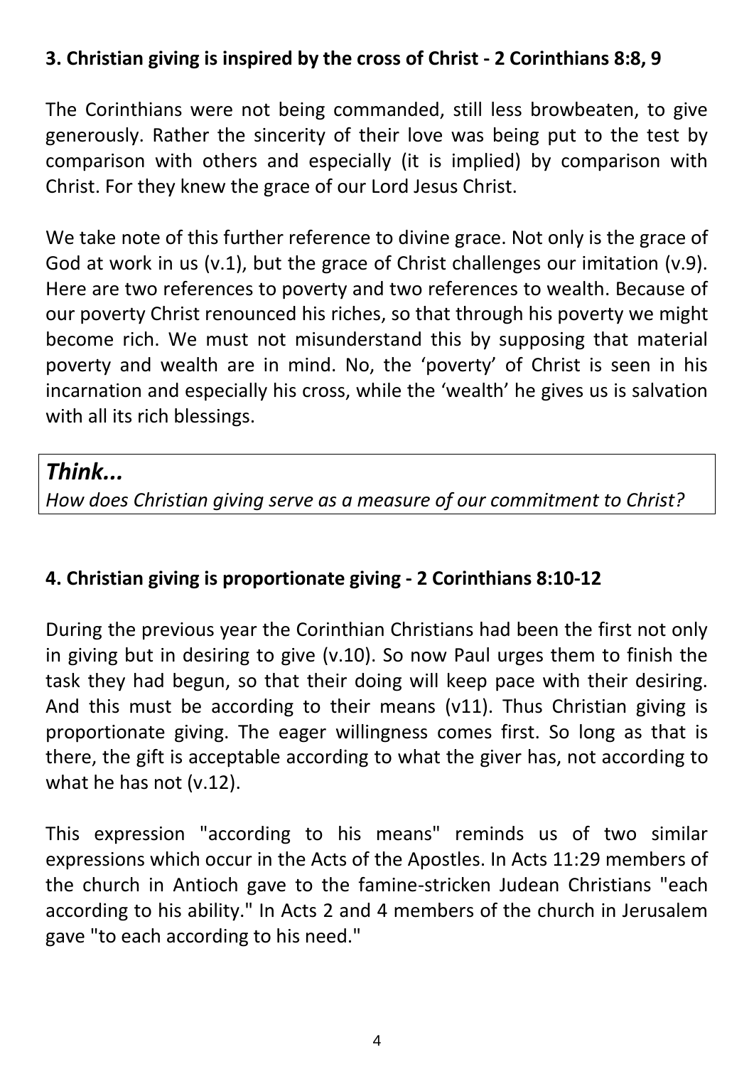### 3. Christian giving is inspired by the cross of Christ - 2 Corinthians 8:8, 9

The Corinthians were not being commanded, still less browbeaten, to give generously. Rather the sincerity of their love was being put to the test by comparison with others and especially (it is implied) by comparison with Christ. For they knew the grace of our Lord Jesus Christ.

We take note of this further reference to divine grace. Not only is the grace of God at work in us (v.1), but the grace of Christ challenges our imitation (v.9). Here are two references to poverty and two references to wealth. Because of our poverty Christ renounced his riches, so that through his poverty we might become rich. We must not misunderstand this by supposing that material poverty and wealth are in mind. No, the 'poverty' of Christ is seen in his incarnation and especially his cross, while the 'wealth' he gives us is salvation with all its rich blessings.

> ***Think...***
> *How does Christian giving serve as a measure of our commitment to Christ?*

### 4. Christian giving is proportionate giving - 2 Corinthians 8:10-12

During the previous year the Corinthian Christians had been the first not only in giving but in desiring to give (v.10). So now Paul urges them to finish the task they had begun, so that their doing will keep pace with their desiring. And this must be according to their means (v11). Thus Christian giving is proportionate giving. The eager willingness comes first. So long as that is there, the gift is acceptable according to what the giver has, not according to what he has not (v.12).

This expression "according to his means" reminds us of two similar expressions which occur in the Acts of the Apostles. In Acts 11:29 members of the church in Antioch gave to the famine-stricken Judean Christians "each according to his ability." In Acts 2 and 4 members of the church in Jerusalem gave "to each according to his need."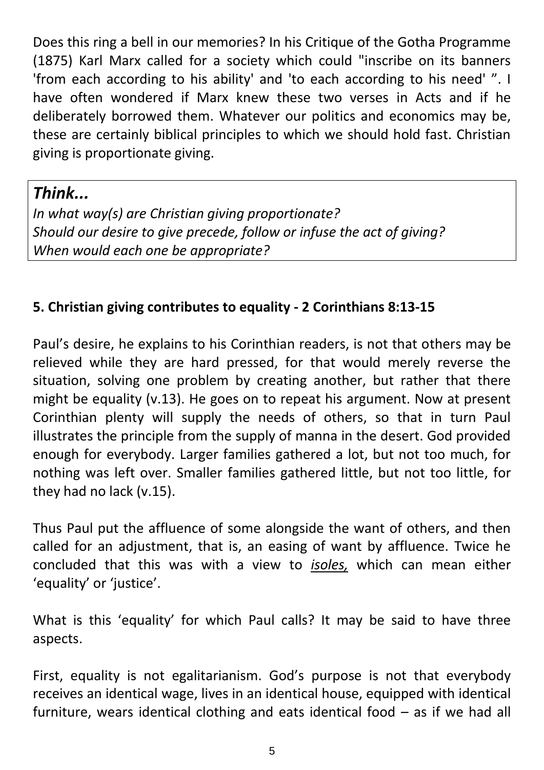Does this ring a bell in our memories? In his Critique of the Gotha Programme (1875) Karl Marx called for a society which could "inscribe on its banners 'from each according to his ability' and 'to each according to his need' ". I have often wondered if Marx knew these two verses in Acts and if he deliberately borrowed them. Whatever our politics and economics may be, these are certainly biblical principles to which we should hold fast. Christian giving is proportionate giving.

> ***Think...***
> *In what way(s) are Christian giving proportionate?*
> *Should our desire to give precede, follow or infuse the act of giving?*
> *When would each one be appropriate?*

**5. Christian giving contributes to equality - 2 Corinthians 8:13-15**

Paul's desire, he explains to his Corinthian readers, is not that others may be relieved while they are hard pressed, for that would merely reverse the situation, solving one problem by creating another, but rather that there might be equality (v.13). He goes on to repeat his argument. Now at present Corinthian plenty will supply the needs of others, so that in turn Paul illustrates the principle from the supply of manna in the desert. God provided enough for everybody. Larger families gathered a lot, but not too much, for nothing was left over. Smaller families gathered little, but not too little, for they had no lack (v.15).

Thus Paul put the affluence of some alongside the want of others, and then called for an adjustment, that is, an easing of want by affluence. Twice he concluded that this was with a view to *isoles,* which can mean either 'equality' or 'justice'.

What is this 'equality' for which Paul calls? It may be said to have three aspects.

First, equality is not egalitarianism. God's purpose is not that everybody receives an identical wage, lives in an identical house, equipped with identical furniture, wears identical clothing and eats identical food – as if we had all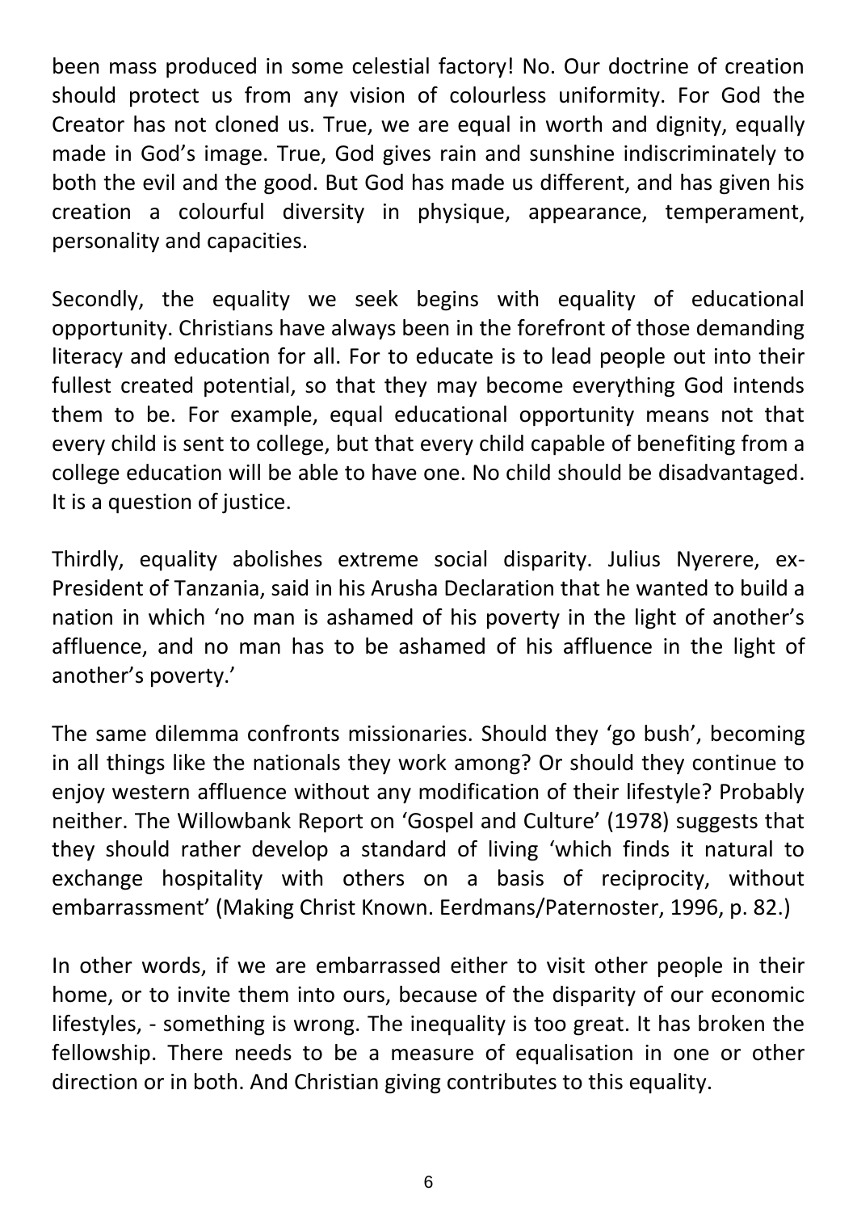been mass produced in some celestial factory! No. Our doctrine of creation should protect us from any vision of colourless uniformity. For God the Creator has not cloned us. True, we are equal in worth and dignity, equally made in God's image. True, God gives rain and sunshine indiscriminately to both the evil and the good. But God has made us different, and has given his creation a colourful diversity in physique, appearance, temperament, personality and capacities.

Secondly, the equality we seek begins with equality of educational opportunity. Christians have always been in the forefront of those demanding literacy and education for all. For to educate is to lead people out into their fullest created potential, so that they may become everything God intends them to be. For example, equal educational opportunity means not that every child is sent to college, but that every child capable of benefiting from a college education will be able to have one. No child should be disadvantaged. It is a question of justice.

Thirdly, equality abolishes extreme social disparity. Julius Nyerere, ex-President of Tanzania, said in his Arusha Declaration that he wanted to build a nation in which 'no man is ashamed of his poverty in the light of another's affluence, and no man has to be ashamed of his affluence in the light of another's poverty.'

The same dilemma confronts missionaries. Should they 'go bush', becoming in all things like the nationals they work among? Or should they continue to enjoy western affluence without any modification of their lifestyle? Probably neither. The Willowbank Report on 'Gospel and Culture' (1978) suggests that they should rather develop a standard of living 'which finds it natural to exchange hospitality with others on a basis of reciprocity, without embarrassment' (Making Christ Known. Eerdmans/Paternoster, 1996, p. 82.)

In other words, if we are embarrassed either to visit other people in their home, or to invite them into ours, because of the disparity of our economic lifestyles, - something is wrong. The inequality is too great. It has broken the fellowship. There needs to be a measure of equalisation in one or other direction or in both. And Christian giving contributes to this equality.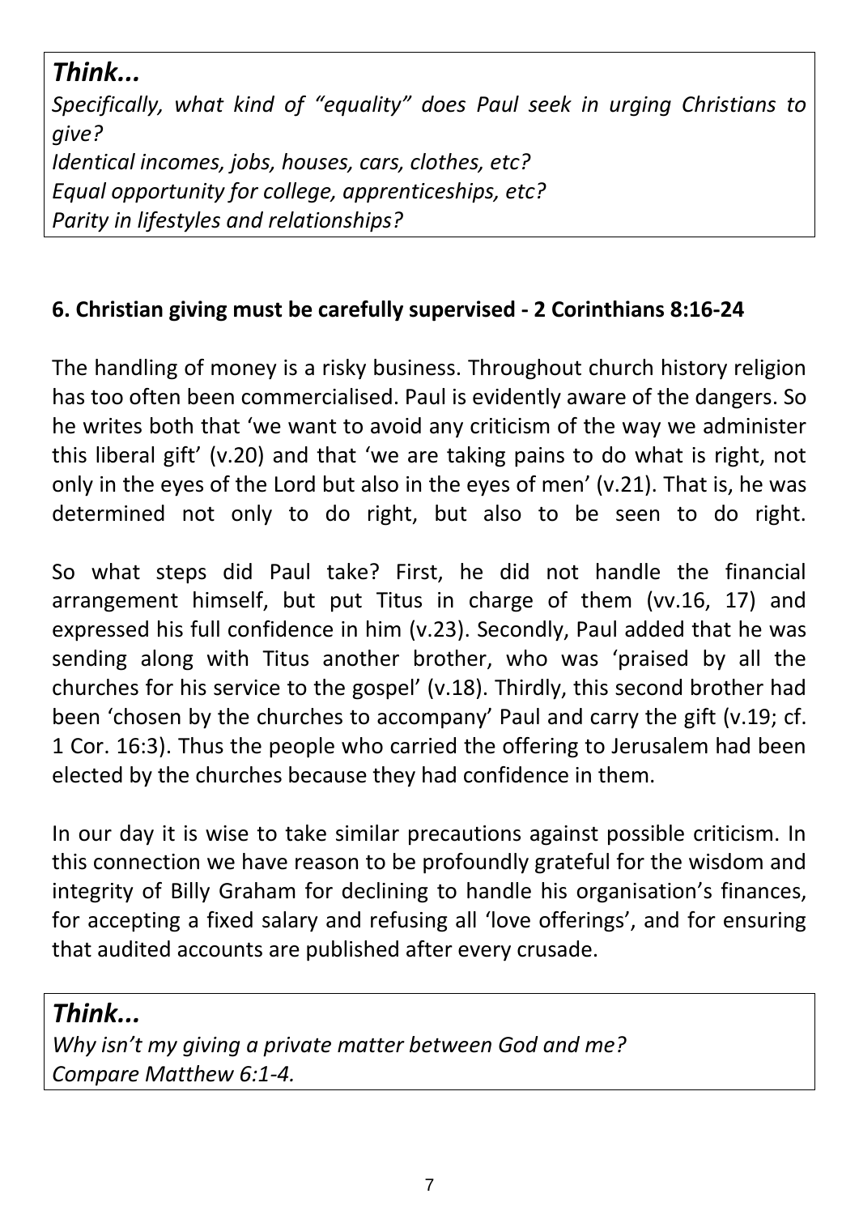***Think...***

*Specifically, what kind of "equality" does Paul seek in urging Christians to give?*
*Identical incomes, jobs, houses, cars, clothes, etc?*
*Equal opportunity for college, apprenticeships, etc?*
*Parity in lifestyles and relationships?*

**6. Christian giving must be carefully supervised - 2 Corinthians 8:16-24**

The handling of money is a risky business. Throughout church history religion has too often been commercialised. Paul is evidently aware of the dangers. So he writes both that 'we want to avoid any criticism of the way we administer this liberal gift' (v.20) and that 'we are taking pains to do what is right, not only in the eyes of the Lord but also in the eyes of men' (v.21). That is, he was determined not only to do right, but also to be seen to do right.

So what steps did Paul take? First, he did not handle the financial arrangement himself, but put Titus in charge of them (vv.16, 17) and expressed his full confidence in him (v.23). Secondly, Paul added that he was sending along with Titus another brother, who was 'praised by all the churches for his service to the gospel' (v.18). Thirdly, this second brother had been 'chosen by the churches to accompany' Paul and carry the gift (v.19; cf. 1 Cor. 16:3). Thus the people who carried the offering to Jerusalem had been elected by the churches because they had confidence in them.

In our day it is wise to take similar precautions against possible criticism. In this connection we have reason to be profoundly grateful for the wisdom and integrity of Billy Graham for declining to handle his organisation's finances, for accepting a fixed salary and refusing all 'love offerings', and for ensuring that audited accounts are published after every crusade.

***Think...***

*Why isn't my giving a private matter between God and me?*
*Compare Matthew 6:1-4.*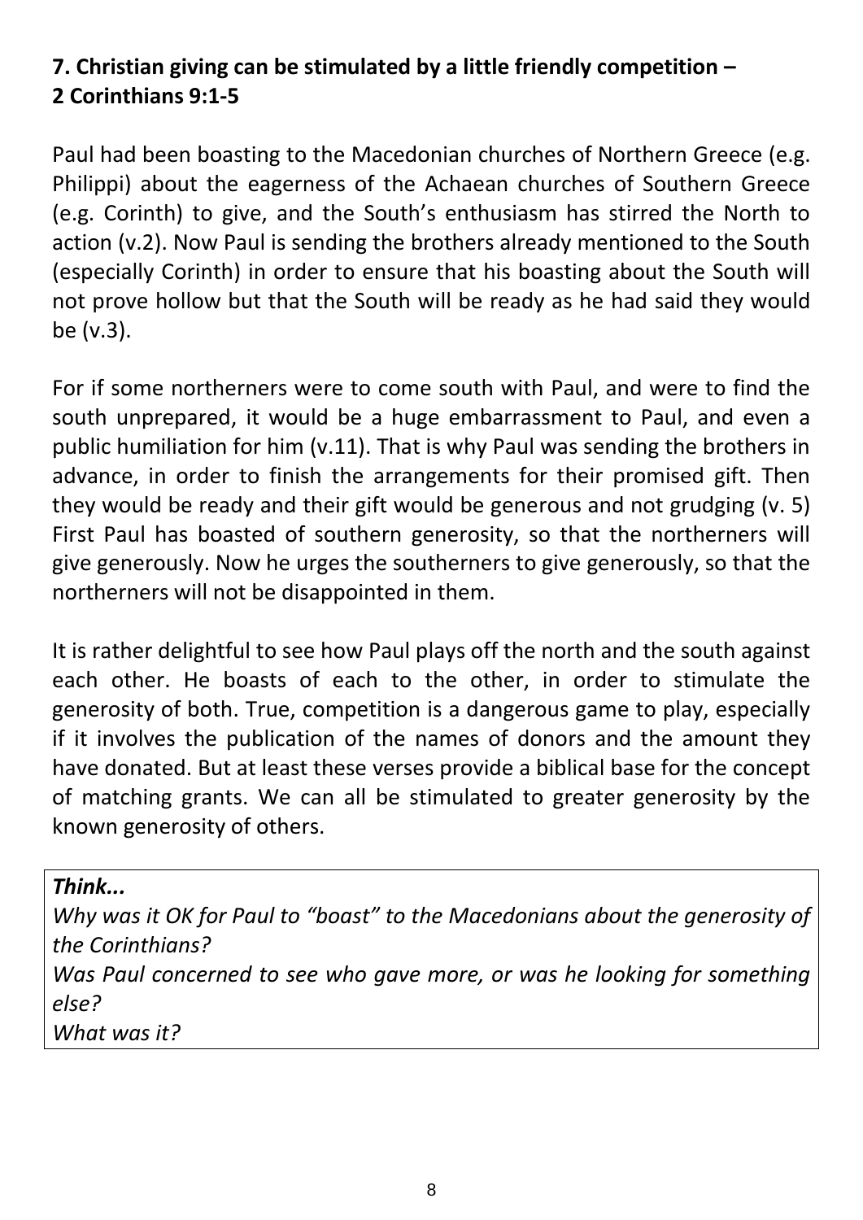**7. Christian giving can be stimulated by a little friendly competition – 2 Corinthians 9:1-5**

Paul had been boasting to the Macedonian churches of Northern Greece (e.g. Philippi) about the eagerness of the Achaean churches of Southern Greece (e.g. Corinth) to give, and the South's enthusiasm has stirred the North to action (v.2). Now Paul is sending the brothers already mentioned to the South (especially Corinth) in order to ensure that his boasting about the South will not prove hollow but that the South will be ready as he had said they would be (v.3).

For if some northerners were to come south with Paul, and were to find the south unprepared, it would be a huge embarrassment to Paul, and even a public humiliation for him (v.11). That is why Paul was sending the brothers in advance, in order to finish the arrangements for their promised gift. Then they would be ready and their gift would be generous and not grudging (v. 5) First Paul has boasted of southern generosity, so that the northerners will give generously. Now he urges the southerners to give generously, so that the northerners will not be disappointed in them.

It is rather delightful to see how Paul plays off the north and the south against each other. He boasts of each to the other, in order to stimulate the generosity of both. True, competition is a dangerous game to play, especially if it involves the publication of the names of donors and the amount they have donated. But at least these verses provide a biblical base for the concept of matching grants. We can all be stimulated to greater generosity by the known generosity of others.

***Think...***
*Why was it OK for Paul to "boast" to the Macedonians about the generosity of the Corinthians?*
*Was Paul concerned to see who gave more, or was he looking for something else?*
*What was it?*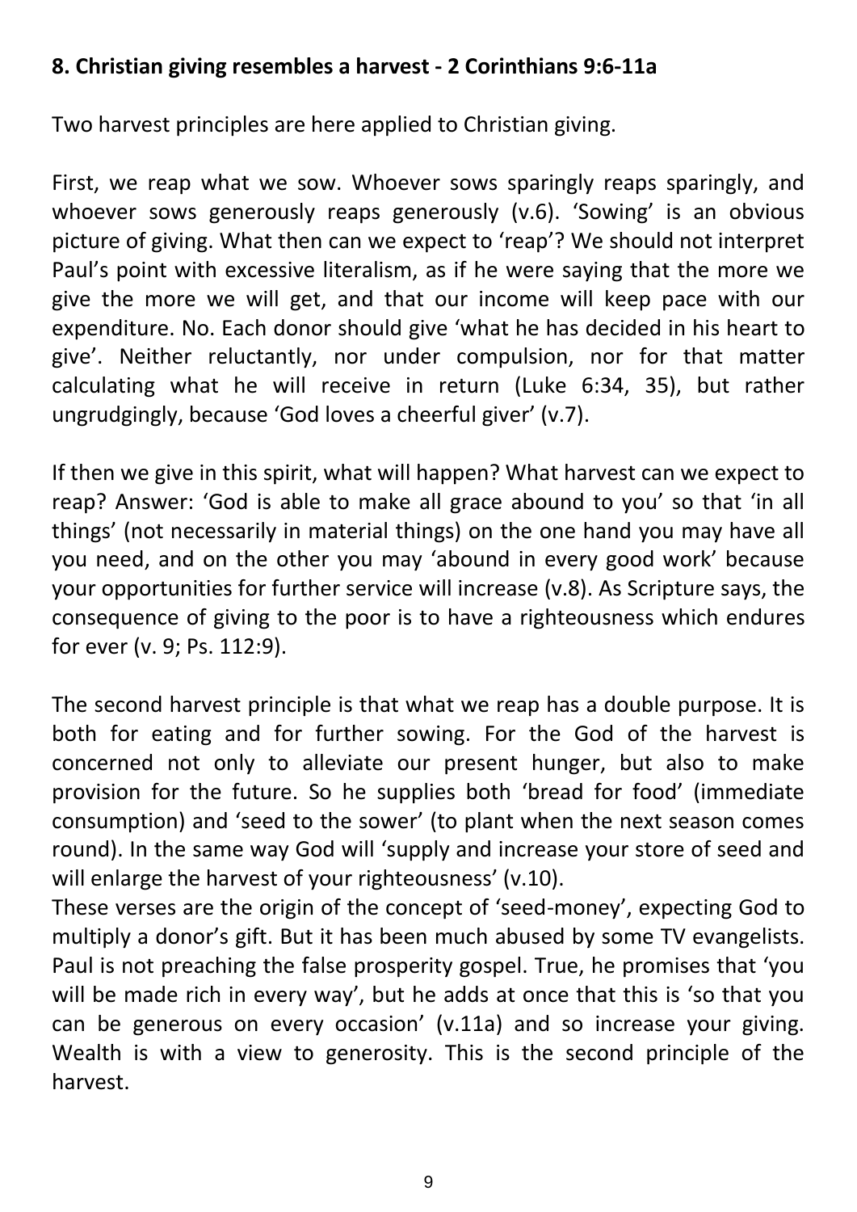**8. Christian giving resembles a harvest - 2 Corinthians 9:6-11a**

Two harvest principles are here applied to Christian giving.

First, we reap what we sow. Whoever sows sparingly reaps sparingly, and whoever sows generously reaps generously (v.6). 'Sowing' is an obvious picture of giving. What then can we expect to 'reap'? We should not interpret Paul's point with excessive literalism, as if he were saying that the more we give the more we will get, and that our income will keep pace with our expenditure. No. Each donor should give 'what he has decided in his heart to give'. Neither reluctantly, nor under compulsion, nor for that matter calculating what he will receive in return (Luke 6:34, 35), but rather ungrudgingly, because 'God loves a cheerful giver' (v.7).

If then we give in this spirit, what will happen? What harvest can we expect to reap? Answer: 'God is able to make all grace abound to you' so that 'in all things' (not necessarily in material things) on the one hand you may have all you need, and on the other you may 'abound in every good work' because your opportunities for further service will increase (v.8). As Scripture says, the consequence of giving to the poor is to have a righteousness which endures for ever (v. 9; Ps. 112:9).

The second harvest principle is that what we reap has a double purpose. It is both for eating and for further sowing. For the God of the harvest is concerned not only to alleviate our present hunger, but also to make provision for the future. So he supplies both 'bread for food' (immediate consumption) and 'seed to the sower' (to plant when the next season comes round). In the same way God will 'supply and increase your store of seed and will enlarge the harvest of your righteousness' (v.10).
These verses are the origin of the concept of 'seed-money', expecting God to multiply a donor's gift. But it has been much abused by some TV evangelists. Paul is not preaching the false prosperity gospel. True, he promises that 'you will be made rich in every way', but he adds at once that this is 'so that you can be generous on every occasion' (v.11a) and so increase your giving. Wealth is with a view to generosity. This is the second principle of the harvest.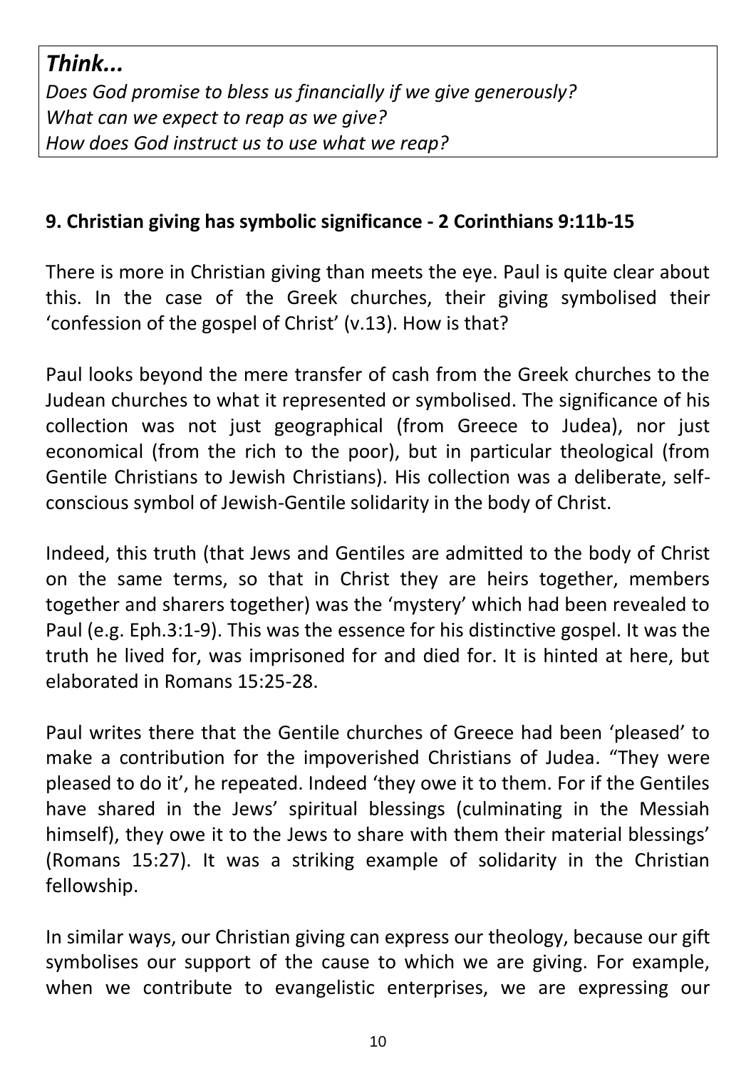*Think...*

*Does God promise to bless us financially if we give generously?*
*What can we expect to reap as we give?*
*How does God instruct us to use what we reap?*

**9. Christian giving has symbolic significance - 2 Corinthians 9:11b-15**

There is more in Christian giving than meets the eye. Paul is quite clear about this. In the case of the Greek churches, their giving symbolised their 'confession of the gospel of Christ' (v.13). How is that?

Paul looks beyond the mere transfer of cash from the Greek churches to the Judean churches to what it represented or symbolised. The significance of his collection was not just geographical (from Greece to Judea), nor just economical (from the rich to the poor), but in particular theological (from Gentile Christians to Jewish Christians). His collection was a deliberate, self-conscious symbol of Jewish-Gentile solidarity in the body of Christ.

Indeed, this truth (that Jews and Gentiles are admitted to the body of Christ on the same terms, so that in Christ they are heirs together, members together and sharers together) was the 'mystery' which had been revealed to Paul (e.g. Eph.3:1-9). This was the essence for his distinctive gospel. It was the truth he lived for, was imprisoned for and died for. It is hinted at here, but elaborated in Romans 15:25-28.

Paul writes there that the Gentile churches of Greece had been 'pleased' to make a contribution for the impoverished Christians of Judea. "They were pleased to do it', he repeated. Indeed 'they owe it to them. For if the Gentiles have shared in the Jews' spiritual blessings (culminating in the Messiah himself), they owe it to the Jews to share with them their material blessings' (Romans 15:27). It was a striking example of solidarity in the Christian fellowship.

In similar ways, our Christian giving can express our theology, because our gift symbolises our support of the cause to which we are giving. For example, when we contribute to evangelistic enterprises, we are expressing our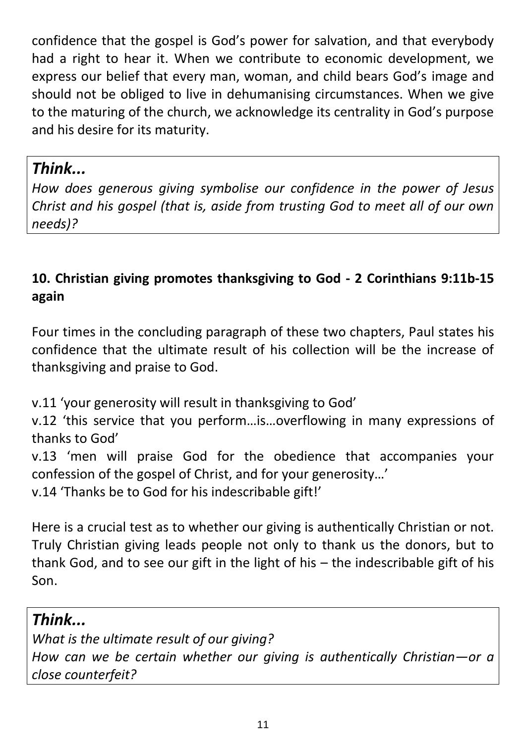confidence that the gospel is God's power for salvation, and that everybody had a right to hear it. When we contribute to economic development, we express our belief that every man, woman, and child bears God's image and should not be obliged to live in dehumanising circumstances. When we give to the maturing of the church, we acknowledge its centrality in God's purpose and his desire for its maturity.

> ***Think...***
>
> *How does generous giving symbolise our confidence in the power of Jesus Christ and his gospel (that is, aside from trusting God to meet all of our own needs)?*

**10. Christian giving promotes thanksgiving to God - 2 Corinthians 9:11b-15 again**

Four times in the concluding paragraph of these two chapters, Paul states his confidence that the ultimate result of his collection will be the increase of thanksgiving and praise to God.

v.11 'your generosity will result in thanksgiving to God'
v.12 'this service that you perform…is…overflowing in many expressions of thanks to God'
v.13 'men will praise God for the obedience that accompanies your confession of the gospel of Christ, and for your generosity…'
v.14 'Thanks be to God for his indescribable gift!'

Here is a crucial test as to whether our giving is authentically Christian or not. Truly Christian giving leads people not only to thank us the donors, but to thank God, and to see our gift in the light of his – the indescribable gift of his Son.

> ***Think...***
>
> *What is the ultimate result of our giving?*
> *How can we be certain whether our giving is authentically Christian—or a close counterfeit?*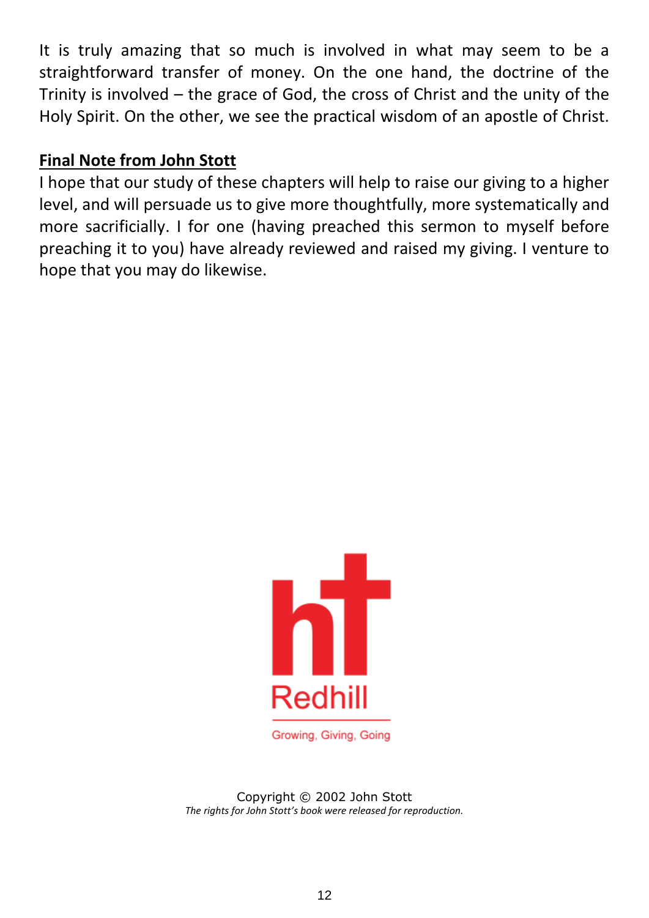It is truly amazing that so much is involved in what may seem to be a straightforward transfer of money. On the one hand, the doctrine of the Trinity is involved – the grace of God, the cross of Christ and the unity of the Holy Spirit. On the other, we see the practical wisdom of an apostle of Christ.

## Final Note from John Stott

I hope that our study of these chapters will help to raise our giving to a higher level, and will persuade us to give more thoughtfully, more systematically and more sacrificially. I for one (having preached this sermon to myself before preaching it to you) have already reviewed and raised my giving. I venture to hope that you may do likewise.

ht

Redhill

Growing, Giving, Going

Copyright © 2002 John Stott

*The rights for John Stott's book were released for reproduction.*